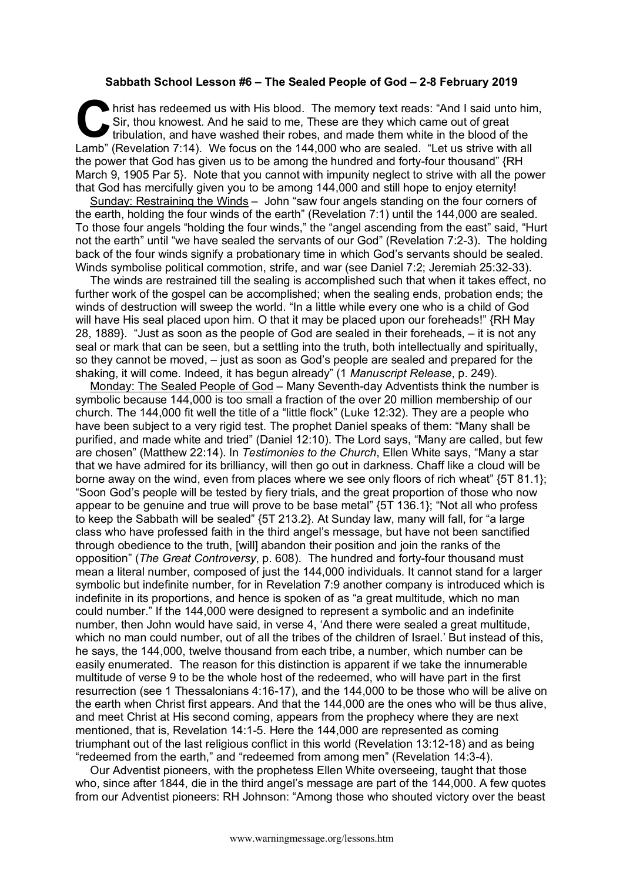**Sabbath School Lesson #6 – The Sealed People of God – 2-8 February 2019**

Christ has redeemed us with His blood. The memory text reads: "And I said unto him, Sir, thou knowest. And he said to me, These are they which came out of great tribulation, and have washed their robes, and made them white in the blood of the Lamb" (Revelation 7:14). We focus on the 144,000 who are sealed. "Let us strive with all the power that God has given us to be among the hundred and forty-four thousand" {RH March 9, 1905 Par 5}. Note that you cannot with impunity neglect to strive with all the power that God has mercifully given you to be among 144,000 and still hope to enjoy eternity!

Sunday: Restraining the Winds – John "saw four angels standing on the four corners of the earth, holding the four winds of the earth" (Revelation 7:1) until the 144,000 are sealed. To those four angels "holding the four winds," the "angel ascending from the east" said, "Hurt not the earth" until "we have sealed the servants of our God" (Revelation 7:2-3). The holding back of the four winds signify a probationary time in which God's servants should be sealed. Winds symbolise political commotion, strife, and war (see Daniel 7:2; Jeremiah 25:32-33).

The winds are restrained till the sealing is accomplished such that when it takes effect, no further work of the gospel can be accomplished; when the sealing ends, probation ends; the winds of destruction will sweep the world. "In a little while every one who is a child of God will have His seal placed upon him. O that it may be placed upon our foreheads!" {RH May 28, 1889}. "Just as soon as the people of God are sealed in their foreheads, – it is not any seal or mark that can be seen, but a settling into the truth, both intellectually and spiritually, so they cannot be moved, – just as soon as God's people are sealed and prepared for the shaking, it will come. Indeed, it has begun already" (1 *Manuscript Release*, p. 249).

Monday: The Sealed People of God – Many Seventh-day Adventists think the number is symbolic because 144,000 is too small a fraction of the over 20 million membership of our church. The 144,000 fit well the title of a "little flock" (Luke 12:32). They are a people who have been subject to a very rigid test. The prophet Daniel speaks of them: "Many shall be purified, and made white and tried" (Daniel 12:10). The Lord says, "Many are called, but few are chosen" (Matthew 22:14). In *Testimonies to the Church*, Ellen White says, "Many a star that we have admired for its brilliancy, will then go out in darkness. Chaff like a cloud will be borne away on the wind, even from places where we see only floors of rich wheat" {5T 81.1}; "Soon God's people will be tested by fiery trials, and the great proportion of those who now appear to be genuine and true will prove to be base metal" {5T 136.1}; "Not all who profess to keep the Sabbath will be sealed" {5T 213.2}. At Sunday law, many will fall, for "a large class who have professed faith in the third angel's message, but have not been sanctified through obedience to the truth, [will] abandon their position and join the ranks of the opposition" (*The Great Controversy*, p. 608). The hundred and forty-four thousand must mean a literal number, composed of just the 144,000 individuals. It cannot stand for a larger symbolic but indefinite number, for in Revelation 7:9 another company is introduced which is indefinite in its proportions, and hence is spoken of as "a great multitude, which no man could number." If the 144,000 were designed to represent a symbolic and an indefinite number, then John would have said, in verse 4, 'And there were sealed a great multitude, which no man could number, out of all the tribes of the children of Israel.' But instead of this, he says, the 144,000, twelve thousand from each tribe, a number, which number can be easily enumerated. The reason for this distinction is apparent if we take the innumerable multitude of verse 9 to be the whole host of the redeemed, who will have part in the first resurrection (see 1 Thessalonians 4:16-17), and the 144,000 to be those who will be alive on the earth when Christ first appears. And that the 144,000 are the ones who will be thus alive, and meet Christ at His second coming, appears from the prophecy where they are next mentioned, that is, Revelation 14:1-5. Here the 144,000 are represented as coming triumphant out of the last religious conflict in this world (Revelation 13:12-18) and as being "redeemed from the earth," and "redeemed from among men" (Revelation 14:3-4).

Our Adventist pioneers, with the prophetess Ellen White overseeing, taught that those who, since after 1844, die in the third angel's message are part of the 144,000. A few quotes from our Adventist pioneers: RH Johnson: "Among those who shouted victory over the beast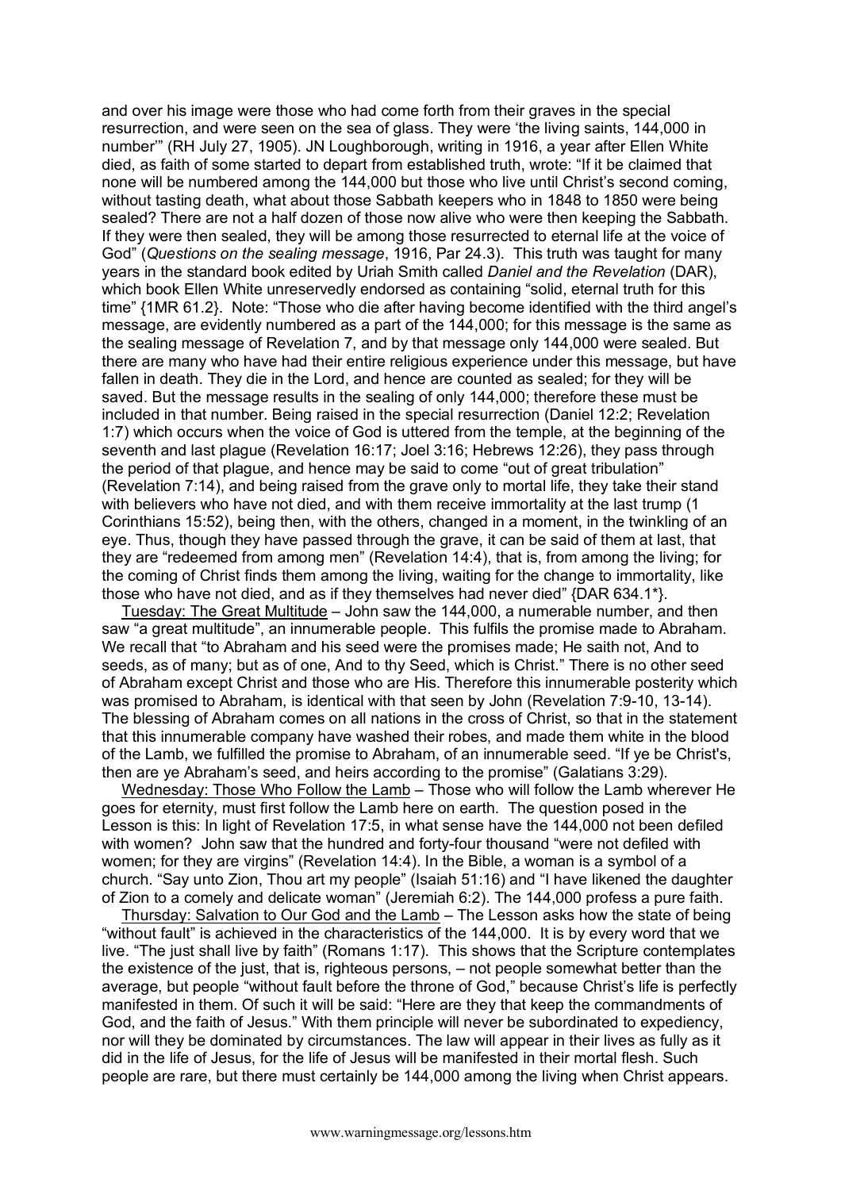and over his image were those who had come forth from their graves in the special resurrection, and were seen on the sea of glass. They were 'the living saints, 144,000 in number'" (RH July 27, 1905). JN Loughborough, writing in 1916, a year after Ellen White died, as faith of some started to depart from established truth, wrote: "If it be claimed that none will be numbered among the 144,000 but those who live until Christ's second coming, without tasting death, what about those Sabbath keepers who in 1848 to 1850 were being sealed? There are not a half dozen of those now alive who were then keeping the Sabbath. If they were then sealed, they will be among those resurrected to eternal life at the voice of God" (*Questions on the sealing message*, 1916, Par 24.3). This truth was taught for many years in the standard book edited by Uriah Smith called *Daniel and the Revelation* (DAR), which book Ellen White unreservedly endorsed as containing "solid, eternal truth for this time" {1MR 61.2}. Note: "Those who die after having become identified with the third angel's message, are evidently numbered as a part of the 144,000; for this message is the same as the sealing message of Revelation 7, and by that message only 144,000 were sealed. But there are many who have had their entire religious experience under this message, but have fallen in death. They die in the Lord, and hence are counted as sealed; for they will be saved. But the message results in the sealing of only 144,000; therefore these must be included in that number. Being raised in the special resurrection (Daniel 12:2; Revelation 1:7) which occurs when the voice of God is uttered from the temple, at the beginning of the seventh and last plague (Revelation 16:17; Joel 3:16; Hebrews 12:26), they pass through the period of that plague, and hence may be said to come "out of great tribulation" (Revelation 7:14), and being raised from the grave only to mortal life, they take their stand with believers who have not died, and with them receive immortality at the last trump (1 Corinthians 15:52), being then, with the others, changed in a moment, in the twinkling of an eye. Thus, though they have passed through the grave, it can be said of them at last, that they are "redeemed from among men" (Revelation 14:4), that is, from among the living; for the coming of Christ finds them among the living, waiting for the change to immortality, like those who have not died, and as if they themselves had never died" {DAR 634.1*}.

Tuesday: The Great Multitude – John saw the 144,000, a numerable number, and then saw "a great multitude", an innumerable people. This fulfils the promise made to Abraham. We recall that "to Abraham and his seed were the promises made; He saith not, And to seeds, as of many; but as of one, And to thy Seed, which is Christ." There is no other seed of Abraham except Christ and those who are His. Therefore this innumerable posterity which was promised to Abraham, is identical with that seen by John (Revelation 7:9-10, 13-14). The blessing of Abraham comes on all nations in the cross of Christ, so that in the statement that this innumerable company have washed their robes, and made them white in the blood of the Lamb, we fulfilled the promise to Abraham, of an innumerable seed. "If ye be Christ's, then are ye Abraham's seed, and heirs according to the promise" (Galatians 3:29).

Wednesday: Those Who Follow the Lamb – Those who will follow the Lamb wherever He goes for eternity, must first follow the Lamb here on earth. The question posed in the Lesson is this: In light of Revelation 17:5, in what sense have the 144,000 not been defiled with women? John saw that the hundred and forty-four thousand "were not defiled with women; for they are virgins" (Revelation 14:4). In the Bible, a woman is a symbol of a church. "Say unto Zion, Thou art my people" (Isaiah 51:16) and "I have likened the daughter of Zion to a comely and delicate woman" (Jeremiah 6:2). The 144,000 profess a pure faith.

Thursday: Salvation to Our God and the Lamb – The Lesson asks how the state of being "without fault" is achieved in the characteristics of the 144,000. It is by every word that we live. "The just shall live by faith" (Romans 1:17). This shows that the Scripture contemplates the existence of the just, that is, righteous persons, – not people somewhat better than the average, but people "without fault before the throne of God," because Christ's life is perfectly manifested in them. Of such it will be said: "Here are they that keep the commandments of God, and the faith of Jesus." With them principle will never be subordinated to expediency, nor will they be dominated by circumstances. The law will appear in their lives as fully as it did in the life of Jesus, for the life of Jesus will be manifested in their mortal flesh. Such people are rare, but there must certainly be 144,000 among the living when Christ appears.